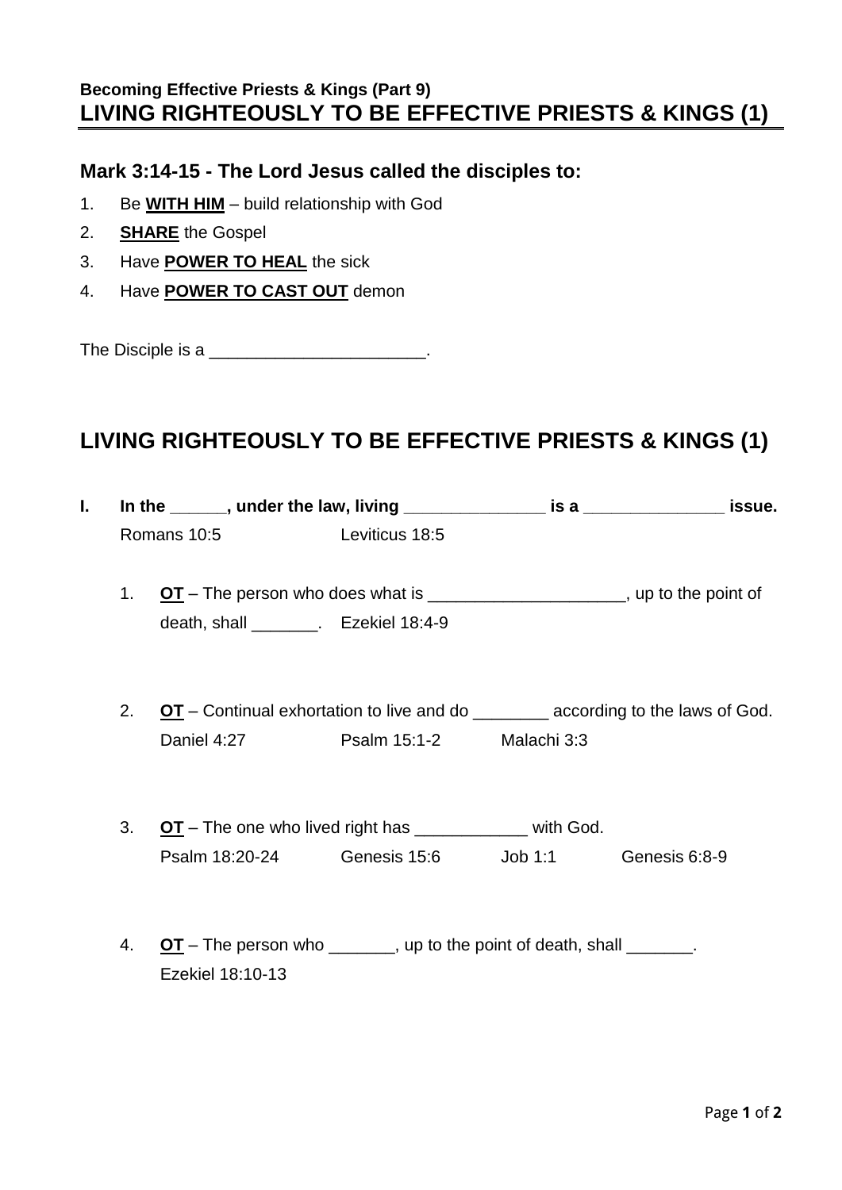**Becoming Effective Priests & Kings (Part 9)**

# LIVING RIGHTEOUSLY TO BE EFFECTIVE PRIESTS & KINGS (1)

## Mark 3:14-15 - The Lord Jesus called the disciples to:

1. Be **WITH HIM** – build relationship with God
2. **SHARE** the Gospel
3. Have **POWER TO HEAL** the sick
4. Have **POWER TO CAST OUT** demon

The Disciple is a _______________________.

## LIVING RIGHTEOUSLY TO BE EFFECTIVE PRIESTS & KINGS (1)

**I. In the ______, under the law, living _______________ is a _______________ issue.**
Romans 10:5 Leviticus 18:5

1. **OT** – The person who does what is _____________________, up to the point of death, shall _______. Ezekiel 18:4-9

2. **OT** – Continual exhortation to live and do ________ according to the laws of God.
Daniel 4:27 Psalm 15:1-2 Malachi 3:3

3. **OT** – The one who lived right has ____________ with God.
Psalm 18:20-24 Genesis 15:6 Job 1:1 Genesis 6:8-9

4. **OT** – The person who _______, up to the point of death, shall _______.
Ezekiel 18:10-13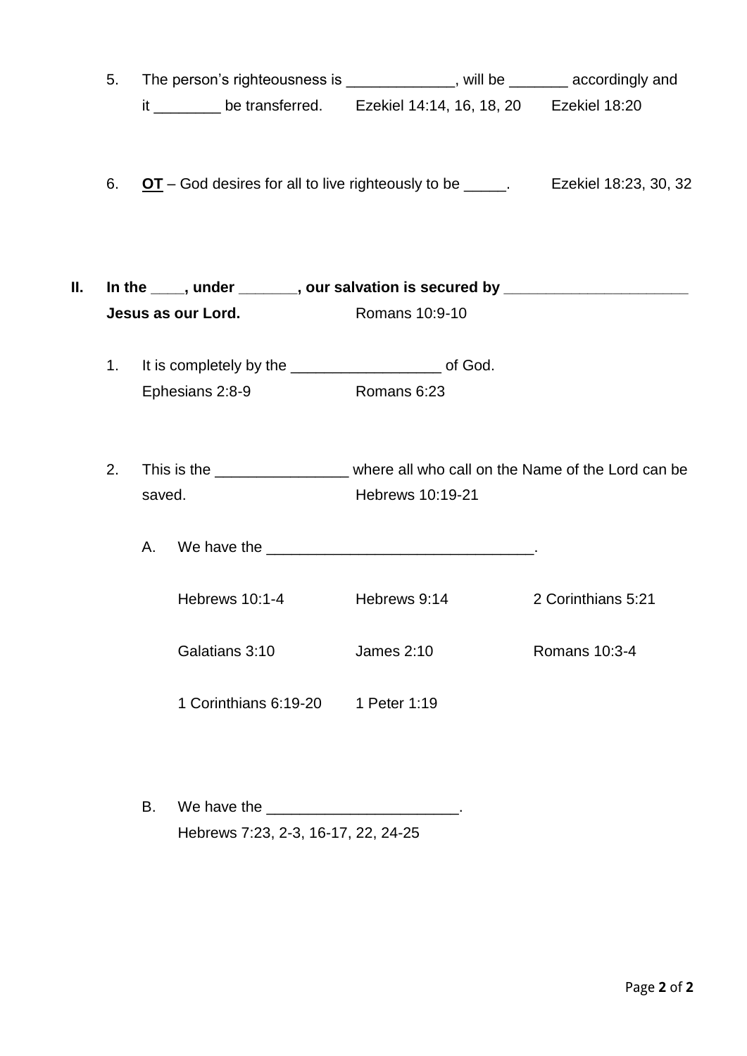5. The person's righteousness is _____________, will be _______ accordingly and it ________ be transferred. Ezekiel 14:14, 16, 18, 20 Ezekiel 18:20

6. **<u>OT</u>** – God desires for all to live righteously to be _____. Ezekiel 18:23, 30, 32

**II. In the ____, under _______, our salvation is secured by ______________________ Jesus as our Lord.** Romans 10:9-10

1. It is completely by the __________________ of God.
   Ephesians 2:8-9 Romans 6:23

2. This is the ________________ where all who call on the Name of the Lord can be saved. Hebrews 10:19-21

   A. We have the ________________________________.

   Hebrews 10:1-4 Hebrews 9:14 2 Corinthians 5:21

   Galatians 3:10 James 2:10 Romans 10:3-4

   1 Corinthians 6:19-20 1 Peter 1:19

   B. We have the _______________________.
   Hebrews 7:23, 2-3, 16-17, 22, 24-25